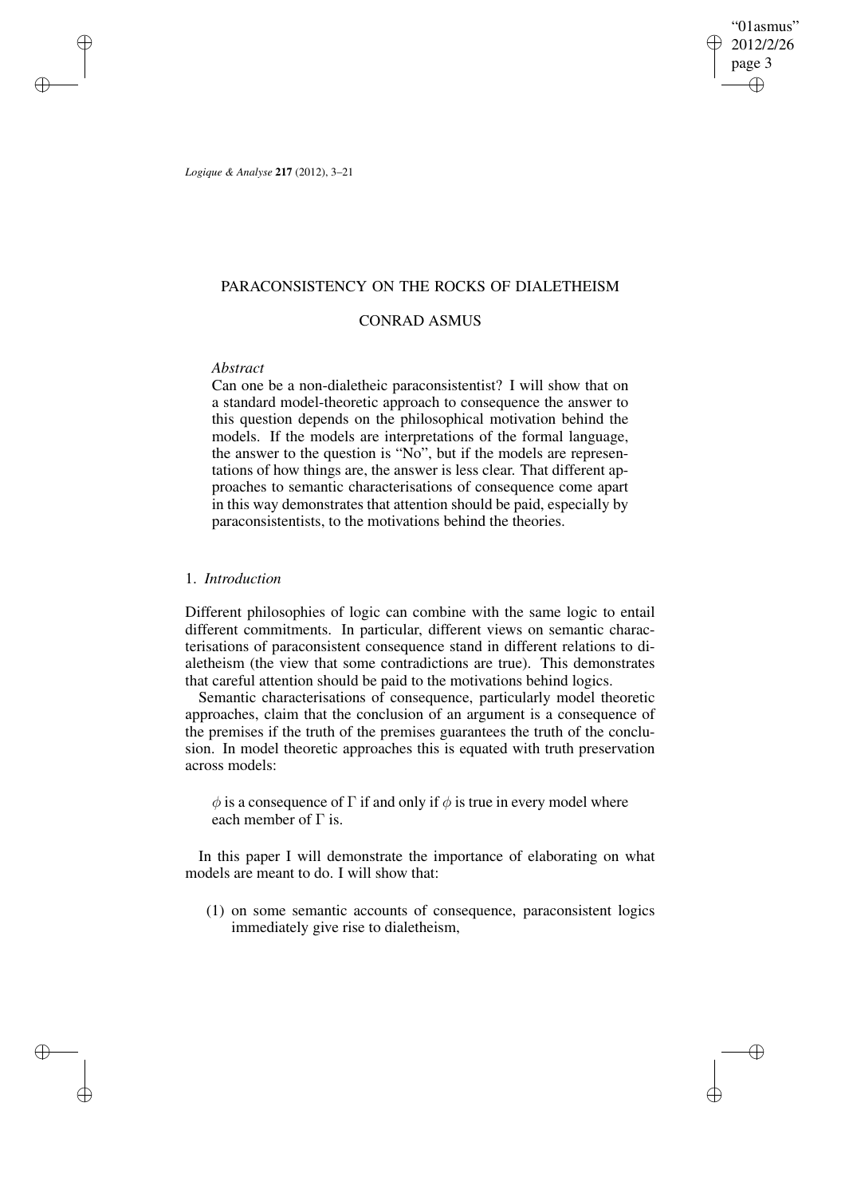# PARACONSISTENCY ON THE ROCKS OF DIALETHEISM

## CONRAD ASMUS

*Abstract*

Can one be a non-dialetheic paraconsistentist? I will show that on a standard model-theoretic approach to consequence the answer to this question depends on the philosophical motivation behind the models. If the models are interpretations of the formal language, the answer to the question is "No", but if the models are representations of how things are, the answer is less clear. That different approaches to semantic characterisations of consequence come apart in this way demonstrates that attention should be paid, especially by paraconsistentists, to the motivations behind the theories.

## 1. *Introduction*

Different philosophies of logic can combine with the same logic to entail different commitments. In particular, different views on semantic characterisations of paraconsistent consequence stand in different relations to dialetheism (the view that some contradictions are true). This demonstrates that careful attention should be paid to the motivations behind logics.

Semantic characterisations of consequence, particularly model theoretic approaches, claim that the conclusion of an argument is a consequence of the premises if the truth of the premises guarantees the truth of the conclusion. In model theoretic approaches this is equated with truth preservation across models:

> $\phi$ is a consequence of $\Gamma$ if and only if $\phi$ is true in every model where each member of $\Gamma$ is.

In this paper I will demonstrate the importance of elaborating on what models are meant to do. I will show that:

(1) on some semantic accounts of consequence, paraconsistent logics immediately give rise to dialetheism,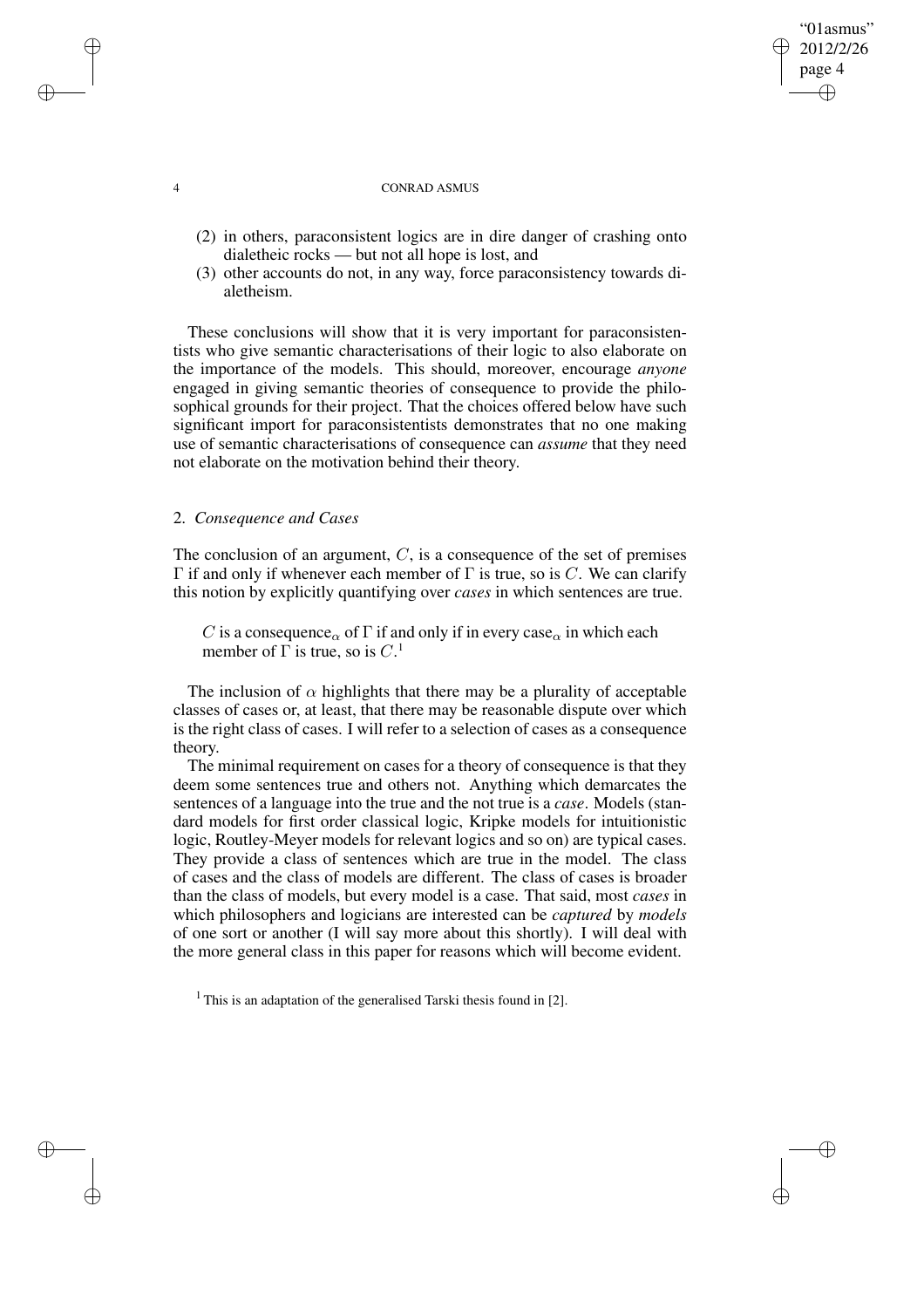(2) in others, paraconsistent logics are in dire danger of crashing onto dialetheic rocks — but not all hope is lost, and
(3) other accounts do not, in any way, force paraconsistency towards dialetheism.

These conclusions will show that it is very important for paraconsistentists who give semantic characterisations of their logic to also elaborate on the importance of the models. This should, moreover, encourage *anyone* engaged in giving semantic theories of consequence to provide the philosophical grounds for their project. That the choices offered below have such significant import for paraconsistentists demonstrates that no one making use of semantic characterisations of consequence can *assume* that they need not elaborate on the motivation behind their theory.

## 2. *Consequence and Cases*

The conclusion of an argument, $C$, is a consequence of the set of premises $\Gamma$ if and only if whenever each member of $\Gamma$ is true, so is $C$. We can clarify this notion by explicitly quantifying over *cases* in which sentences are true.

> $C$ is a consequence$_\alpha$ of $\Gamma$ if and only if in every case$_\alpha$ in which each member of $\Gamma$ is true, so is $C$.[1]

The inclusion of $\alpha$ highlights that there may be a plurality of acceptable classes of cases or, at least, that there may be reasonable dispute over which is the right class of cases. I will refer to a selection of cases as a consequence theory.

The minimal requirement on cases for a theory of consequence is that they deem some sentences true and others not. Anything which demarcates the sentences of a language into the true and the not true is a *case*. Models (standard models for first order classical logic, Kripke models for intuitionistic logic, Routley-Meyer models for relevant logics and so on) are typical cases. They provide a class of sentences which are true in the model. The class of cases and the class of models are different. The class of cases is broader than the class of models, but every model is a case. That said, most *cases* in which philosophers and logicians are interested can be *captured* by *models* of one sort or another (I will say more about this shortly). I will deal with the more general class in this paper for reasons which will become evident.

[1] This is an adaptation of the generalised Tarski thesis found in [2].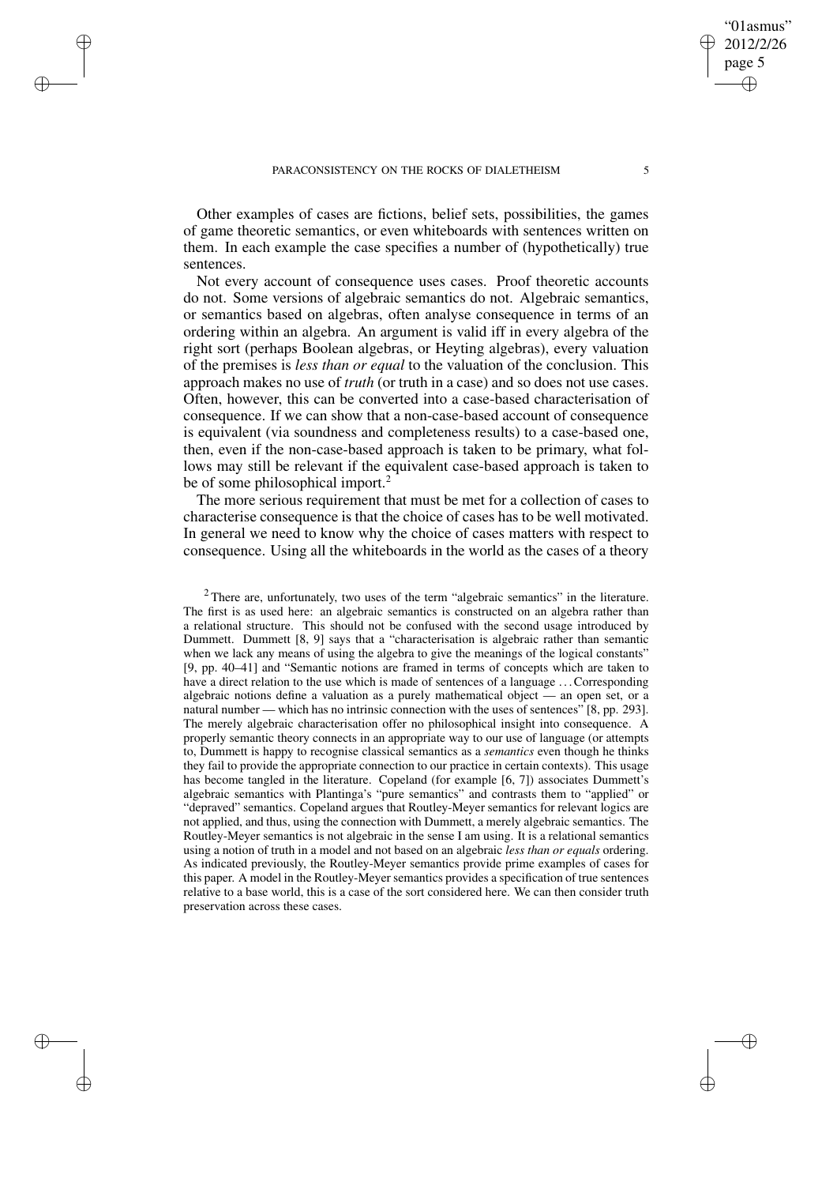Other examples of cases are fictions, belief sets, possibilities, the games of game theoretic semantics, or even whiteboards with sentences written on them. In each example the case specifies a number of (hypothetically) true sentences.

Not every account of consequence uses cases. Proof theoretic accounts do not. Some versions of algebraic semantics do not. Algebraic semantics, or semantics based on algebras, often analyse consequence in terms of an ordering within an algebra. An argument is valid iff in every algebra of the right sort (perhaps Boolean algebras, or Heyting algebras), every valuation of the premises is *less than or equal* to the valuation of the conclusion. This approach makes no use of *truth* (or truth in a case) and so does not use cases. Often, however, this can be converted into a case-based characterisation of consequence. If we can show that a non-case-based account of consequence is equivalent (via soundness and completeness results) to a case-based one, then, even if the non-case-based approach is taken to be primary, what follows may still be relevant if the equivalent case-based approach is taken to be of some philosophical import.[2]

The more serious requirement that must be met for a collection of cases to characterise consequence is that the choice of cases has to be well motivated. In general we need to know why the choice of cases matters with respect to consequence. Using all the whiteboards in the world as the cases of a theory

[2] There are, unfortunately, two uses of the term "algebraic semantics" in the literature. The first is as used here: an algebraic semantics is constructed on an algebra rather than a relational structure. This should not be confused with the second usage introduced by Dummett. Dummett [8, 9] says that a "characterisation is algebraic rather than semantic when we lack any means of using the algebra to give the meanings of the logical constants" [9, pp. 40–41] and "Semantic notions are framed in terms of concepts which are taken to have a direct relation to the use which is made of sentences of a language . . . Corresponding algebraic notions define a valuation as a purely mathematical object — an open set, or a natural number — which has no intrinsic connection with the uses of sentences" [8, pp. 293]. The merely algebraic characterisation offer no philosophical insight into consequence. A properly semantic theory connects in an appropriate way to our use of language (or attempts to, Dummett is happy to recognise classical semantics as a *semantics* even though he thinks they fail to provide the appropriate connection to our practice in certain contexts). This usage has become tangled in the literature. Copeland (for example [6, 7]) associates Dummett's algebraic semantics with Plantinga's "pure semantics" and contrasts them to "applied" or "depraved" semantics. Copeland argues that Routley-Meyer semantics for relevant logics are not applied, and thus, using the connection with Dummett, a merely algebraic semantics. The Routley-Meyer semantics is not algebraic in the sense I am using. It is a relational semantics using a notion of truth in a model and not based on an algebraic *less than or equals* ordering. As indicated previously, the Routley-Meyer semantics provide prime examples of cases for this paper. A model in the Routley-Meyer semantics provides a specification of true sentences relative to a base world, this is a case of the sort considered here. We can then consider truth preservation across these cases.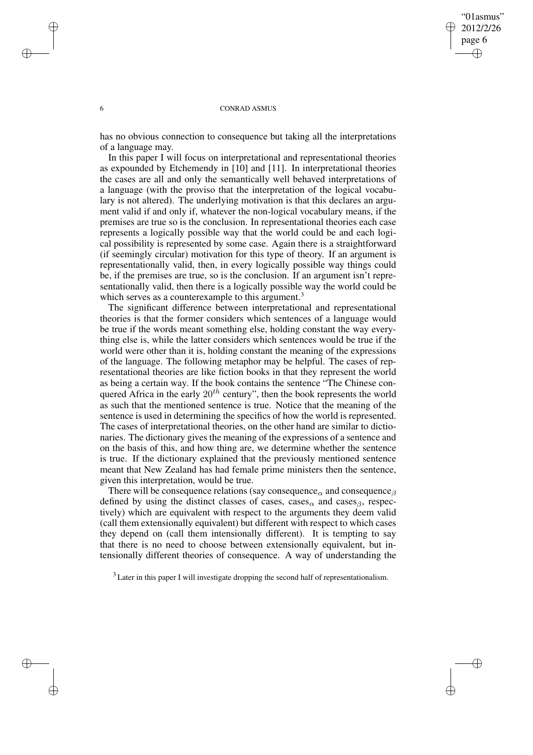has no obvious connection to consequence but taking all the interpretations of a language may.

In this paper I will focus on interpretational and representational theories as expounded by Etchemendy in [10] and [11]. In interpretational theories the cases are all and only the semantically well behaved interpretations of a language (with the proviso that the interpretation of the logical vocabulary is not altered). The underlying motivation is that this declares an argument valid if and only if, whatever the non-logical vocabulary means, if the premises are true so is the conclusion. In representational theories each case represents a logically possible way that the world could be and each logical possibility is represented by some case. Again there is a straightforward (if seemingly circular) motivation for this type of theory. If an argument is representationally valid, then, in every logically possible way things could be, if the premises are true, so is the conclusion. If an argument isn't representationally valid, then there is a logically possible way the world could be which serves as a counterexample to this argument.[3]

The significant difference between interpretational and representational theories is that the former considers which sentences of a language would be true if the words meant something else, holding constant the way everything else is, while the latter considers which sentences would be true if the world were other than it is, holding constant the meaning of the expressions of the language. The following metaphor may be helpful. The cases of representational theories are like fiction books in that they represent the world as being a certain way. If the book contains the sentence "The Chinese conquered Africa in the early $20^{th}$ century", then the book represents the world as such that the mentioned sentence is true. Notice that the meaning of the sentence is used in determining the specifics of how the world is represented. The cases of interpretational theories, on the other hand are similar to dictionaries. The dictionary gives the meaning of the expressions of a sentence and on the basis of this, and how thing are, we determine whether the sentence is true. If the dictionary explained that the previously mentioned sentence meant that New Zealand has had female prime ministers then the sentence, given this interpretation, would be true.

There will be consequence relations (say consequence$_\alpha$ and consequence$_\beta$ defined by using the distinct classes of cases, cases$_\alpha$ and cases$_\beta$, respectively) which are equivalent with respect to the arguments they deem valid (call them extensionally equivalent) but different with respect to which cases they depend on (call them intensionally different). It is tempting to say that there is no need to choose between extensionally equivalent, but intensionally different theories of consequence. A way of understanding the

[3] Later in this paper I will investigate dropping the second half of representationalism.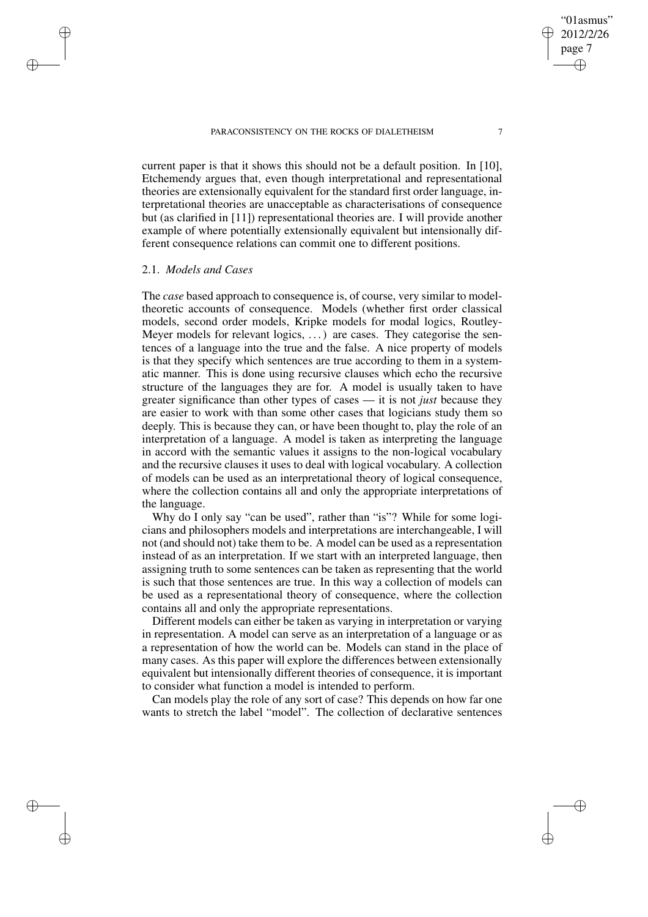current paper is that it shows this should not be a default position. In [10], Etchemendy argues that, even though interpretational and representational theories are extensionally equivalent for the standard first order language, interpretational theories are unacceptable as characterisations of consequence but (as clarified in [11]) representational theories are. I will provide another example of where potentially extensionally equivalent but intensionally different consequence relations can commit one to different positions.

### 2.1. *Models and Cases*

The *case* based approach to consequence is, of course, very similar to model-theoretic accounts of consequence. Models (whether first order classical models, second order models, Kripke models for modal logics, Routley-Meyer models for relevant logics, ...) are cases. They categorise the sentences of a language into the true and the false. A nice property of models is that they specify which sentences are true according to them in a systematic manner. This is done using recursive clauses which echo the recursive structure of the languages they are for. A model is usually taken to have greater significance than other types of cases — it is not *just* because they are easier to work with than some other cases that logicians study them so deeply. This is because they can, or have been thought to, play the role of an interpretation of a language. A model is taken as interpreting the language in accord with the semantic values it assigns to the non-logical vocabulary and the recursive clauses it uses to deal with logical vocabulary. A collection of models can be used as an interpretational theory of logical consequence, where the collection contains all and only the appropriate interpretations of the language.

Why do I only say "can be used", rather than "is"? While for some logicians and philosophers models and interpretations are interchangeable, I will not (and should not) take them to be. A model can be used as a representation instead of as an interpretation. If we start with an interpreted language, then assigning truth to some sentences can be taken as representing that the world is such that those sentences are true. In this way a collection of models can be used as a representational theory of consequence, where the collection contains all and only the appropriate representations.

Different models can either be taken as varying in interpretation or varying in representation. A model can serve as an interpretation of a language or as a representation of how the world can be. Models can stand in the place of many cases. As this paper will explore the differences between extensionally equivalent but intensionally different theories of consequence, it is important to consider what function a model is intended to perform.

Can models play the role of any sort of case? This depends on how far one wants to stretch the label "model". The collection of declarative sentences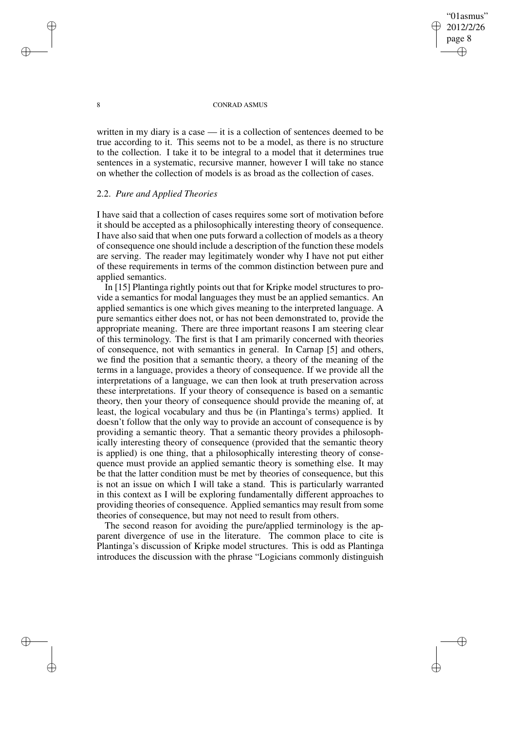written in my diary is a case — it is a collection of sentences deemed to be true according to it. This seems not to be a model, as there is no structure to the collection. I take it to be integral to a model that it determines true sentences in a systematic, recursive manner, however I will take no stance on whether the collection of models is as broad as the collection of cases.

### 2.2. *Pure and Applied Theories*

I have said that a collection of cases requires some sort of motivation before it should be accepted as a philosophically interesting theory of consequence. I have also said that when one puts forward a collection of models as a theory of consequence one should include a description of the function these models are serving. The reader may legitimately wonder why I have not put either of these requirements in terms of the common distinction between pure and applied semantics.

In [15] Plantinga rightly points out that for Kripke model structures to provide a semantics for modal languages they must be an applied semantics. An applied semantics is one which gives meaning to the interpreted language. A pure semantics either does not, or has not been demonstrated to, provide the appropriate meaning. There are three important reasons I am steering clear of this terminology. The first is that I am primarily concerned with theories of consequence, not with semantics in general. In Carnap [5] and others, we find the position that a semantic theory, a theory of the meaning of the terms in a language, provides a theory of consequence. If we provide all the interpretations of a language, we can then look at truth preservation across these interpretations. If your theory of consequence is based on a semantic theory, then your theory of consequence should provide the meaning of, at least, the logical vocabulary and thus be (in Plantinga's terms) applied. It doesn't follow that the only way to provide an account of consequence is by providing a semantic theory. That a semantic theory provides a philosophically interesting theory of consequence (provided that the semantic theory is applied) is one thing, that a philosophically interesting theory of consequence must provide an applied semantic theory is something else. It may be that the latter condition must be met by theories of consequence, but this is not an issue on which I will take a stand. This is particularly warranted in this context as I will be exploring fundamentally different approaches to providing theories of consequence. Applied semantics may result from some theories of consequence, but may not need to result from others.

The second reason for avoiding the pure/applied terminology is the apparent divergence of use in the literature. The common place to cite is Plantinga's discussion of Kripke model structures. This is odd as Plantinga introduces the discussion with the phrase "Logicians commonly distinguish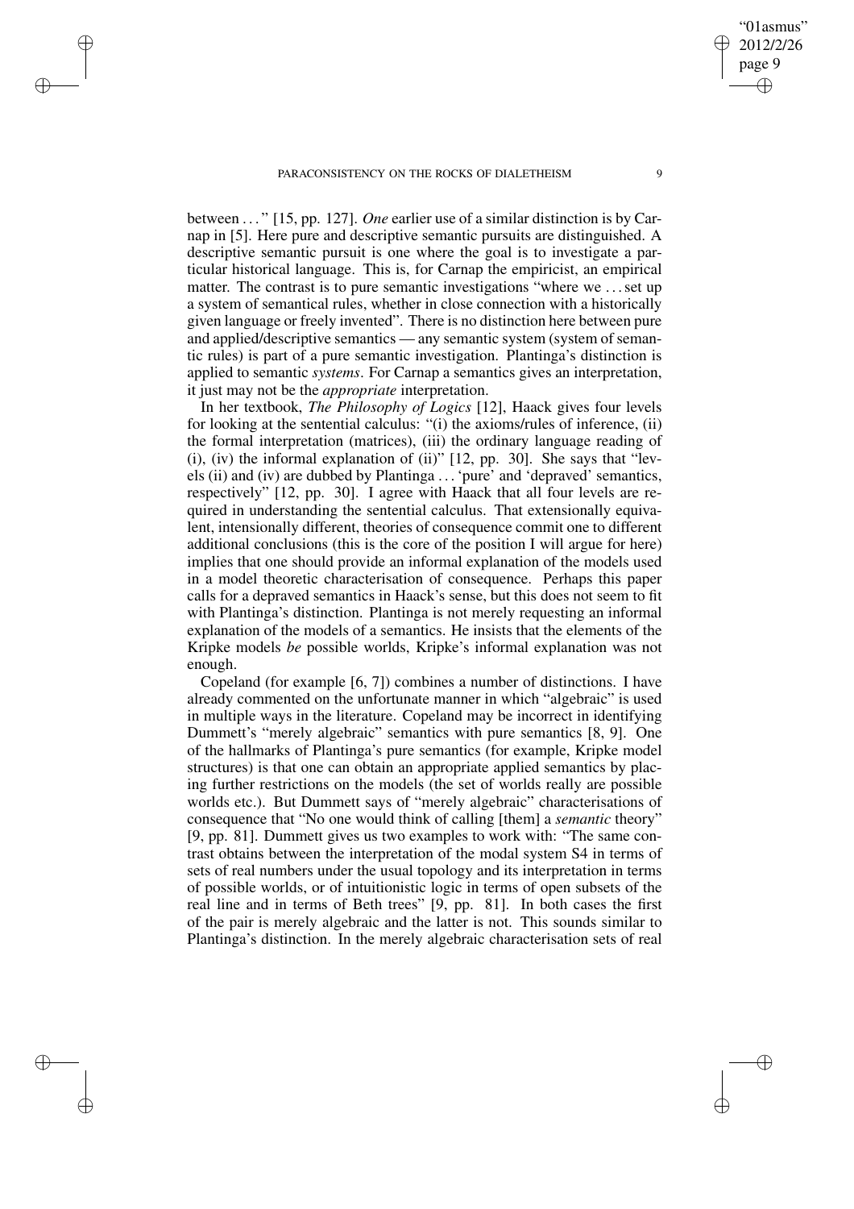between . . . " [15, pp. 127]. *One* earlier use of a similar distinction is by Carnap in [5]. Here pure and descriptive semantic pursuits are distinguished. A descriptive semantic pursuit is one where the goal is to investigate a particular historical language. This is, for Carnap the empiricist, an empirical matter. The contrast is to pure semantic investigations "where we . . . set up a system of semantical rules, whether in close connection with a historically given language or freely invented". There is no distinction here between pure and applied/descriptive semantics — any semantic system (system of semantic rules) is part of a pure semantic investigation. Plantinga's distinction is applied to semantic *systems*. For Carnap a semantics gives an interpretation, it just may not be the *appropriate* interpretation.

In her textbook, *The Philosophy of Logics* [12], Haack gives four levels for looking at the sentential calculus: "(i) the axioms/rules of inference, (ii) the formal interpretation (matrices), (iii) the ordinary language reading of (i), (iv) the informal explanation of (ii)" [12, pp. 30]. She says that "levels (ii) and (iv) are dubbed by Plantinga . . . 'pure' and 'depraved' semantics, respectively" [12, pp. 30]. I agree with Haack that all four levels are required in understanding the sentential calculus. That extensionally equivalent, intensionally different, theories of consequence commit one to different additional conclusions (this is the core of the position I will argue for here) implies that one should provide an informal explanation of the models used in a model theoretic characterisation of consequence. Perhaps this paper calls for a depraved semantics in Haack's sense, but this does not seem to fit with Plantinga's distinction. Plantinga is not merely requesting an informal explanation of the models of a semantics. He insists that the elements of the Kripke models *be* possible worlds, Kripke's informal explanation was not enough.

Copeland (for example [6, 7]) combines a number of distinctions. I have already commented on the unfortunate manner in which "algebraic" is used in multiple ways in the literature. Copeland may be incorrect in identifying Dummett's "merely algebraic" semantics with pure semantics [8, 9]. One of the hallmarks of Plantinga's pure semantics (for example, Kripke model structures) is that one can obtain an appropriate applied semantics by placing further restrictions on the models (the set of worlds really are possible worlds etc.). But Dummett says of "merely algebraic" characterisations of consequence that "No one would think of calling [them] a *semantic* theory" [9, pp. 81]. Dummett gives us two examples to work with: "The same contrast obtains between the interpretation of the modal system S4 in terms of sets of real numbers under the usual topology and its interpretation in terms of possible worlds, or of intuitionistic logic in terms of open subsets of the real line and in terms of Beth trees" [9, pp. 81]. In both cases the first of the pair is merely algebraic and the latter is not. This sounds similar to Plantinga's distinction. In the merely algebraic characterisation sets of real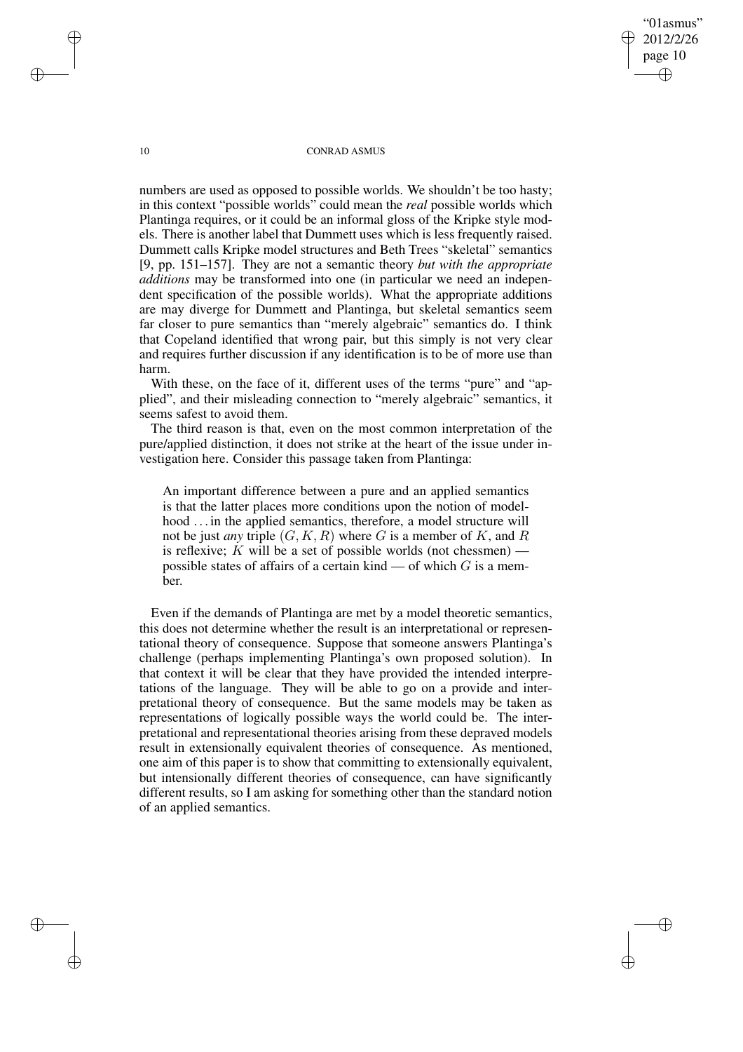numbers are used as opposed to possible worlds. We shouldn't be too hasty; in this context "possible worlds" could mean the *real* possible worlds which Plantinga requires, or it could be an informal gloss of the Kripke style models. There is another label that Dummett uses which is less frequently raised. Dummett calls Kripke model structures and Beth Trees "skeletal" semantics [9, pp. 151–157]. They are not a semantic theory *but with the appropriate additions* may be transformed into one (in particular we need an independent specification of the possible worlds). What the appropriate additions are may diverge for Dummett and Plantinga, but skeletal semantics seem far closer to pure semantics than "merely algebraic" semantics do. I think that Copeland identified that wrong pair, but this simply is not very clear and requires further discussion if any identification is to be of more use than harm.

With these, on the face of it, different uses of the terms "pure" and "applied", and their misleading connection to "merely algebraic" semantics, it seems safest to avoid them.

The third reason is that, even on the most common interpretation of the pure/applied distinction, it does not strike at the heart of the issue under investigation here. Consider this passage taken from Plantinga:

> An important difference between a pure and an applied semantics is that the latter places more conditions upon the notion of modelhood . . . in the applied semantics, therefore, a model structure will not be just *any* triple $(G, K, R)$ where $G$ is a member of $K$, and $R$ is reflexive; $K$ will be a set of possible worlds (not chessmen) — possible states of affairs of a certain kind — of which $G$ is a member.

Even if the demands of Plantinga are met by a model theoretic semantics, this does not determine whether the result is an interpretational or representational theory of consequence. Suppose that someone answers Plantinga's challenge (perhaps implementing Plantinga's own proposed solution). In that context it will be clear that they have provided the intended interpretations of the language. They will be able to go on a provide and interpretational theory of consequence. But the same models may be taken as representations of logically possible ways the world could be. The interpretational and representational theories arising from these depraved models result in extensionally equivalent theories of consequence. As mentioned, one aim of this paper is to show that committing to extensionally equivalent, but intensionally different theories of consequence, can have significantly different results, so I am asking for something other than the standard notion of an applied semantics.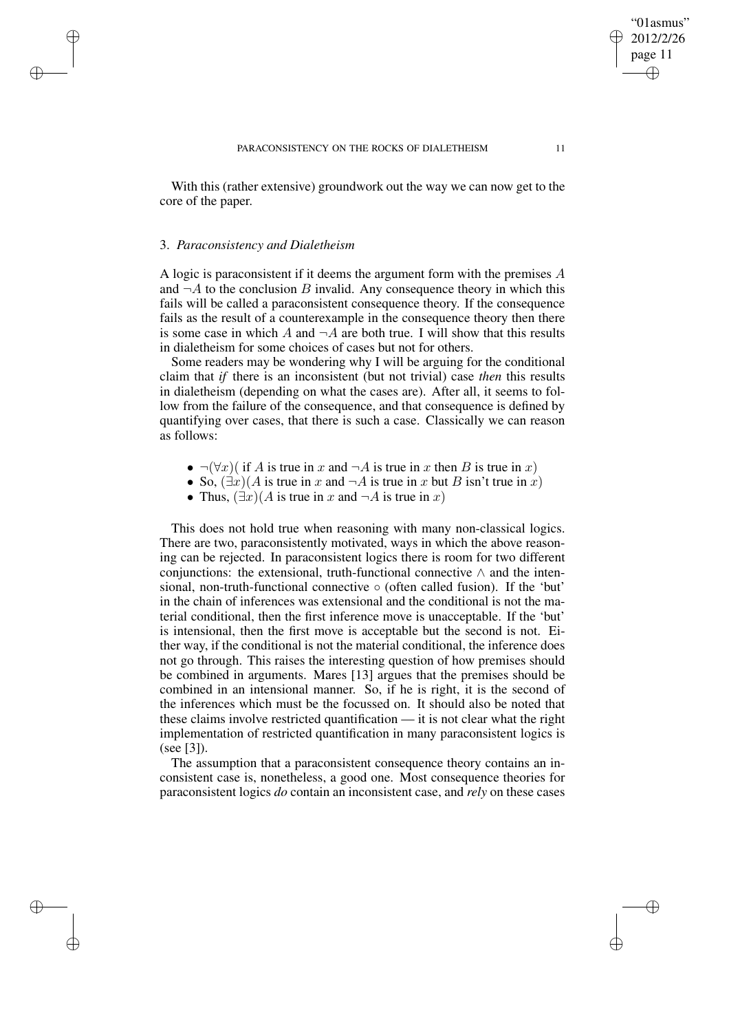With this (rather extensive) groundwork out the way we can now get to the core of the paper.

### 3. *Paraconsistency and Dialetheism*

A logic is paraconsistent if it deems the argument form with the premises $A$ and $\neg A$ to the conclusion $B$ invalid. Any consequence theory in which this fails will be called a paraconsistent consequence theory. If the consequence fails as the result of a counterexample in the consequence theory then there is some case in which $A$ and $\neg A$ are both true. I will show that this results in dialetheism for some choices of cases but not for others.

Some readers may be wondering why I will be arguing for the conditional claim that *if* there is an inconsistent (but not trivial) case *then* this results in dialetheism (depending on what the cases are). After all, it seems to follow from the failure of the consequence, and that consequence is defined by quantifying over cases, that there is such a case. Classically we can reason as follows:

- $\neg(\forall x)($ if $A$ is true in $x$ and $\neg A$ is true in $x$ then $B$ is true in $x)$
- So, $(\exists x)(A$ is true in $x$ and $\neg A$ is true in $x$ but $B$ isn't true in $x)$
- Thus, $(\exists x)(A$ is true in $x$ and $\neg A$ is true in $x)$

This does not hold true when reasoning with many non-classical logics. There are two, paraconsistently motivated, ways in which the above reasoning can be rejected. In paraconsistent logics there is room for two different conjunctions: the extensional, truth-functional connective $\wedge$ and the intensional, non-truth-functional connective $\circ$ (often called fusion). If the 'but' in the chain of inferences was extensional and the conditional is not the material conditional, then the first inference move is unacceptable. If the 'but' is intensional, then the first move is acceptable but the second is not. Either way, if the conditional is not the material conditional, the inference does not go through. This raises the interesting question of how premises should be combined in arguments. Mares [13] argues that the premises should be combined in an intensional manner. So, if he is right, it is the second of the inferences which must be the focussed on. It should also be noted that these claims involve restricted quantification — it is not clear what the right implementation of restricted quantification in many paraconsistent logics is (see [3]).

The assumption that a paraconsistent consequence theory contains an inconsistent case is, nonetheless, a good one. Most consequence theories for paraconsistent logics *do* contain an inconsistent case, and *rely* on these cases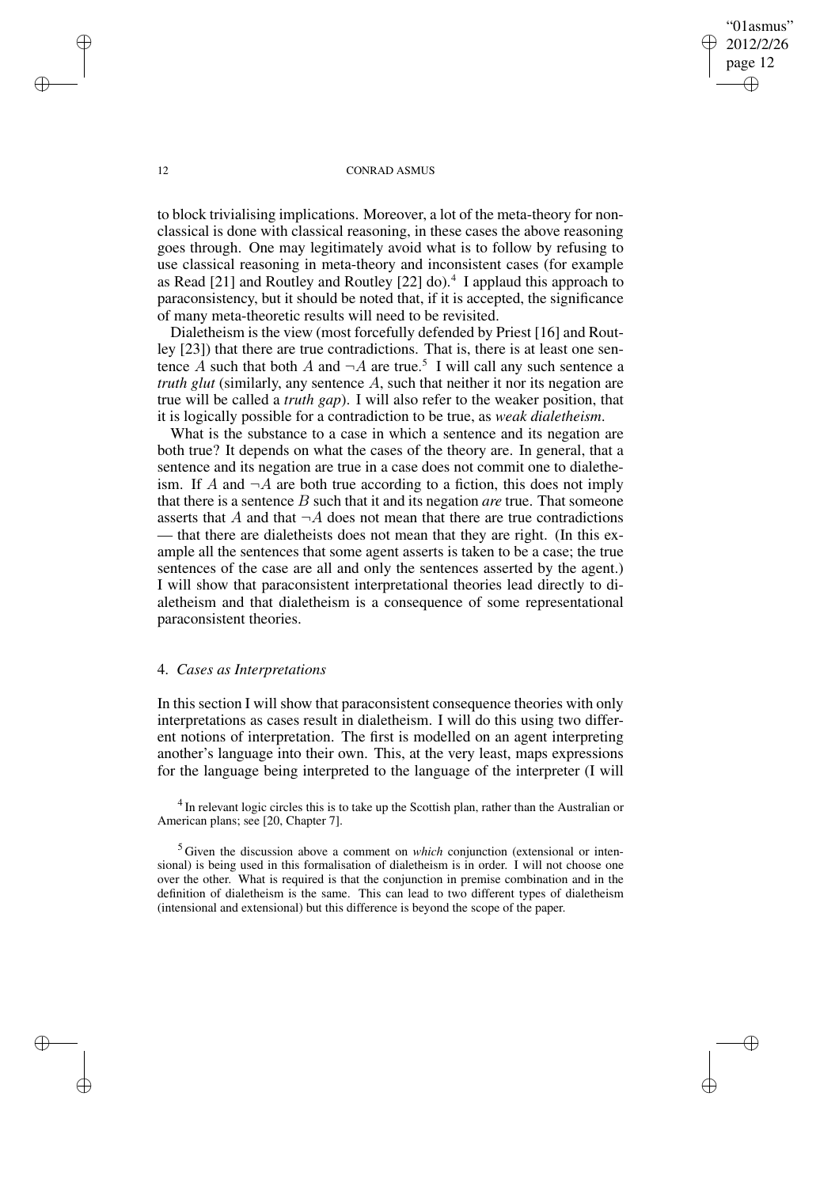to block trivialising implications. Moreover, a lot of the meta-theory for non-classical is done with classical reasoning, in these cases the above reasoning goes through. One may legitimately avoid what is to follow by refusing to use classical reasoning in meta-theory and inconsistent cases (for example as Read [21] and Routley and Routley [22] do).[4] I applaud this approach to paraconsistency, but it should be noted that, if it is accepted, the significance of many meta-theoretic results will need to be revisited.

Dialetheism is the view (most forcefully defended by Priest [16] and Routley [23]) that there are true contradictions. That is, there is at least one sentence $A$ such that both $A$ and $\neg A$ are true.[5] I will call any such sentence a *truth glut* (similarly, any sentence $A$, such that neither it nor its negation are true will be called a *truth gap*). I will also refer to the weaker position, that it is logically possible for a contradiction to be true, as *weak dialetheism*.

What is the substance to a case in which a sentence and its negation are both true? It depends on what the cases of the theory are. In general, that a sentence and its negation are true in a case does not commit one to dialetheism. If $A$ and $\neg A$ are both true according to a fiction, this does not imply that there is a sentence $B$ such that it and its negation *are* true. That someone asserts that $A$ and that $\neg A$ does not mean that there are true contradictions — that there are dialetheists does not mean that they are right. (In this example all the sentences that some agent asserts is taken to be a case; the true sentences of the case are all and only the sentences asserted by the agent.) I will show that paraconsistent interpretational theories lead directly to dialetheism and that dialetheism is a consequence of some representational paraconsistent theories.

## 4. *Cases as Interpretations*

In this section I will show that paraconsistent consequence theories with only interpretations as cases result in dialetheism. I will do this using two different notions of interpretation. The first is modelled on an agent interpreting another's language into their own. This, at the very least, maps expressions for the language being interpreted to the language of the interpreter (I will

[4] In relevant logic circles this is to take up the Scottish plan, rather than the Australian or American plans; see [20, Chapter 7].

[5] Given the discussion above a comment on *which* conjunction (extensional or intensional) is being used in this formalisation of dialetheism is in order. I will not choose one over the other. What is required is that the conjunction in premise combination and in the definition of dialetheism is the same. This can lead to two different types of dialetheism (intensional and extensional) but this difference is beyond the scope of the paper.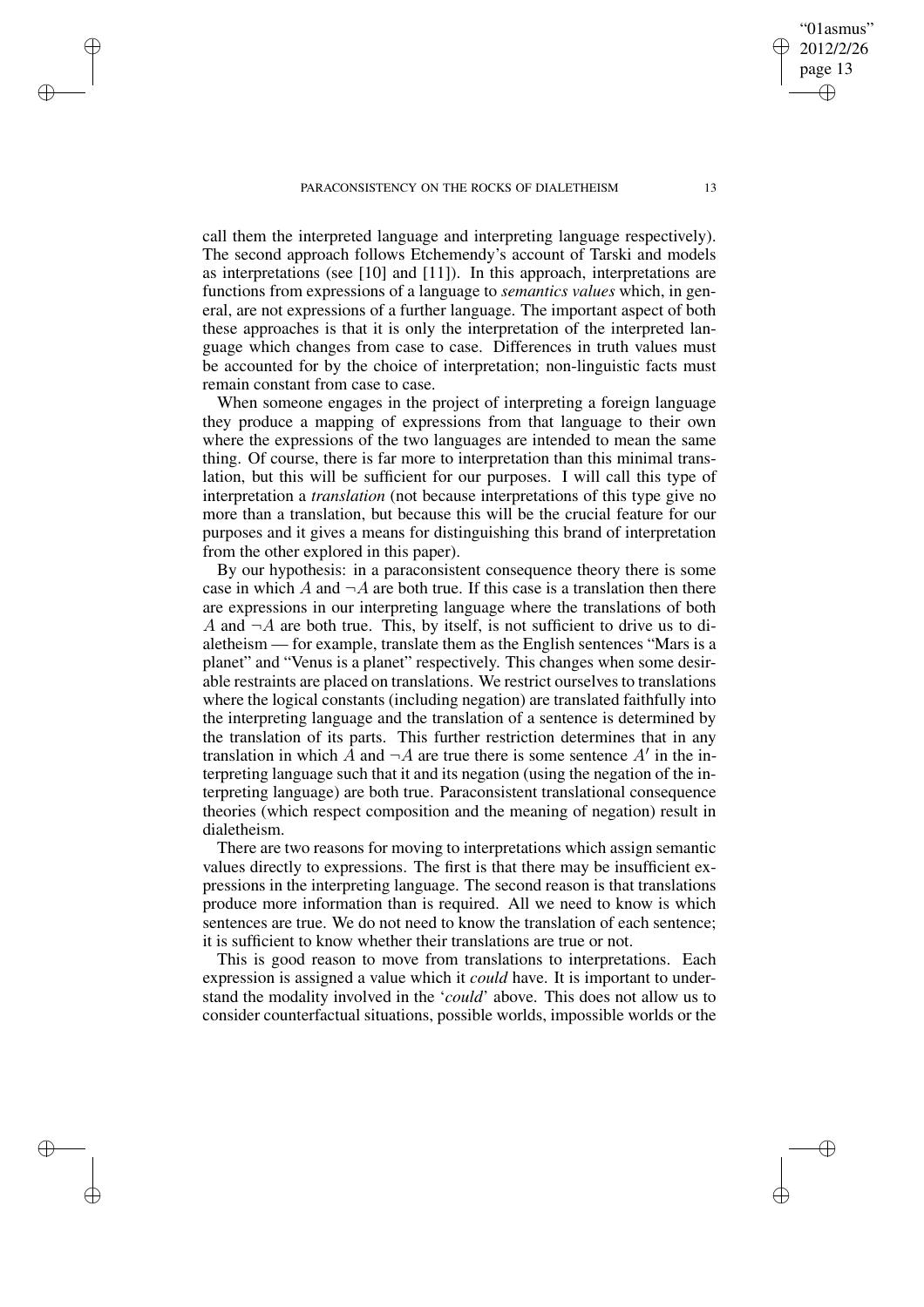call them the interpreted language and interpreting language respectively). The second approach follows Etchemendy's account of Tarski and models as interpretations (see [10] and [11]). In this approach, interpretations are functions from expressions of a language to *semantics values* which, in general, are not expressions of a further language. The important aspect of both these approaches is that it is only the interpretation of the interpreted language which changes from case to case. Differences in truth values must be accounted for by the choice of interpretation; non-linguistic facts must remain constant from case to case.

When someone engages in the project of interpreting a foreign language they produce a mapping of expressions from that language to their own where the expressions of the two languages are intended to mean the same thing. Of course, there is far more to interpretation than this minimal translation, but this will be sufficient for our purposes. I will call this type of interpretation a *translation* (not because interpretations of this type give no more than a translation, but because this will be the crucial feature for our purposes and it gives a means for distinguishing this brand of interpretation from the other explored in this paper).

By our hypothesis: in a paraconsistent consequence theory there is some case in which $A$ and $\neg A$ are both true. If this case is a translation then there there are expressions in our interpreting language where the translations of both $A$ and $\neg A$ are both true. This, by itself, is not sufficient to drive us to dialetheism — for example, translate them as the English sentences "Mars is a planet" and "Venus is a planet" respectively. This changes when some desirable restraints are placed on translations. We restrict ourselves to translations where the logical constants (including negation) are translated faithfully into the interpreting language and the translation of a sentence is determined by the translation of its parts. This further restriction determines that in any translation in which $A$ and $\neg A$ are true there is some sentence $A'$ in the interpreting language such that it and its negation (using the negation of the interpreting language) are both true. Paraconsistent translational consequence theories (which respect composition and the meaning of negation) result in dialetheism.

There are two reasons for moving to interpretations which assign semantic values directly to expressions. The first is that there may be insufficient expressions in the interpreting language. The second reason is that translations produce more information than is required. All we need to know is which sentences are true. We do not need to know the translation of each sentence; it is sufficient to know whether their translations are true or not.

This is good reason to move from translations to interpretations. Each expression is assigned a value which it *could* have. It is important to understand the modality involved in the '*could*' above. This does not allow us to consider counterfactual situations, possible worlds, impossible worlds or the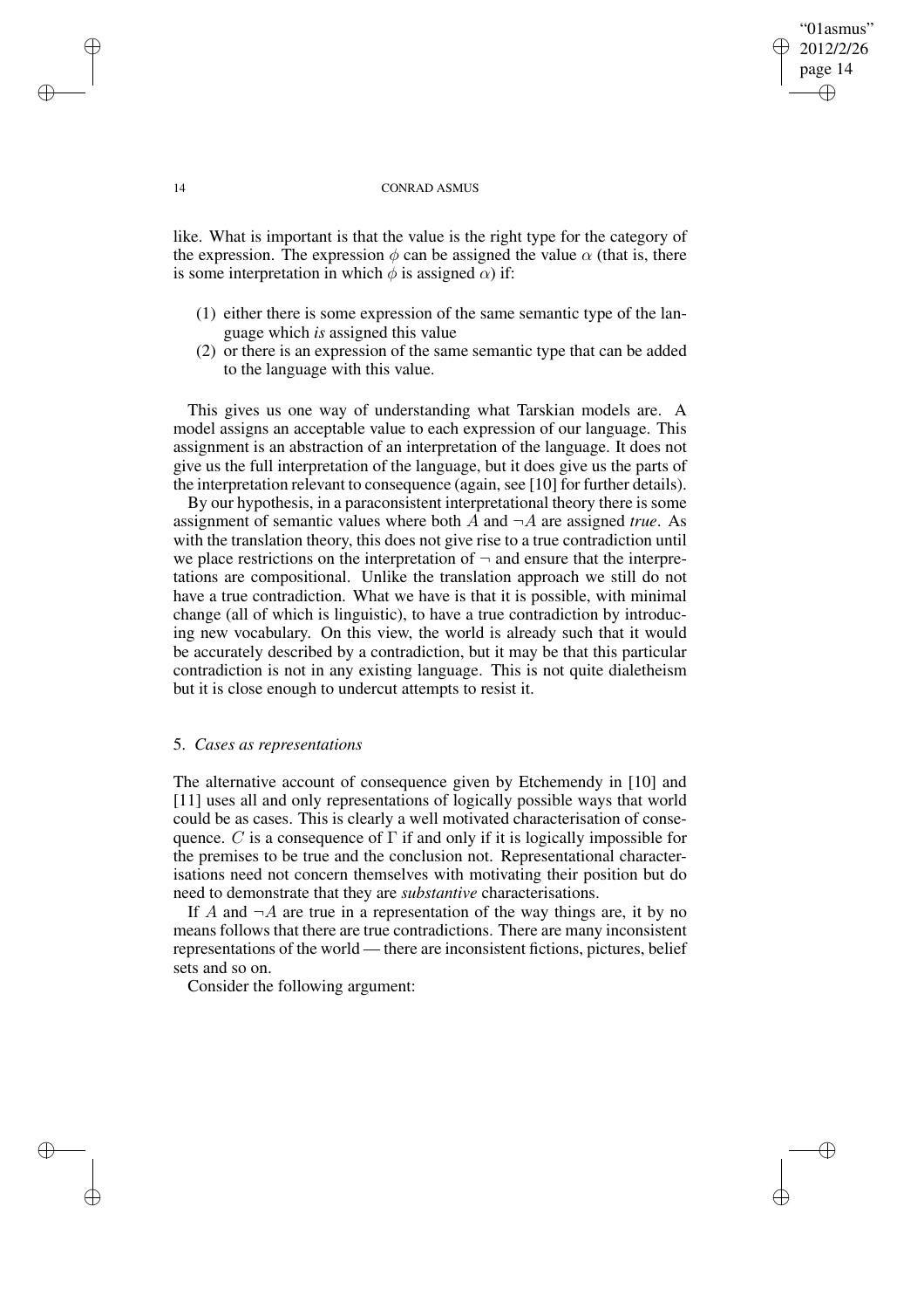like. What is important is that the value is the right type for the category of the expression. The expression $\phi$ can be assigned the value $\alpha$ (that is, there is some interpretation in which $\phi$ is assigned $\alpha$) if:

(1) either there is some expression of the same semantic type of the language which *is* assigned this value
(2) or there is an expression of the same semantic type that can be added to the language with this value.

This gives us one way of understanding what Tarskian models are. A model assigns an acceptable value to each expression of our language. This assignment is an abstraction of an interpretation of the language. It does not give us the full interpretation of the language, but it does give us the parts of the interpretation relevant to consequence (again, see [10] for further details).

By our hypothesis, in a paraconsistent interpretational theory there is some assignment of semantic values where both $A$ and $\neg A$ are assigned *true*. As with the translation theory, this does not give rise to a true contradiction until we place restrictions on the interpretation of $\neg$ and ensure that the interpretations are compositional. Unlike the translation approach we still do not have a true contradiction. What we have is that it is possible, with minimal change (all of which is linguistic), to have a true contradiction by introducing new vocabulary. On this view, the world is already such that it would be accurately described by a contradiction, but it may be that this particular contradiction is not in any existing language. This is not quite dialetheism but it is close enough to undercut attempts to resist it.

## 5. *Cases as representations*

The alternative account of consequence given by Etchemendy in [10] and [11] uses all and only representations of logically possible ways that world could be as cases. This is clearly a well motivated characterisation of consequence. $C$ is a consequence of $\Gamma$ if and only if it is logically impossible for the premises to be true and the conclusion not. Representational characterisations need not concern themselves with motivating their position but do need to demonstrate that they are *substantive* characterisations.

If $A$ and $\neg A$ are true in a representation of the way things are, it by no means follows that there are true contradictions. There are many inconsistent representations of the world — there are inconsistent fictions, pictures, belief sets and so on.

Consider the following argument: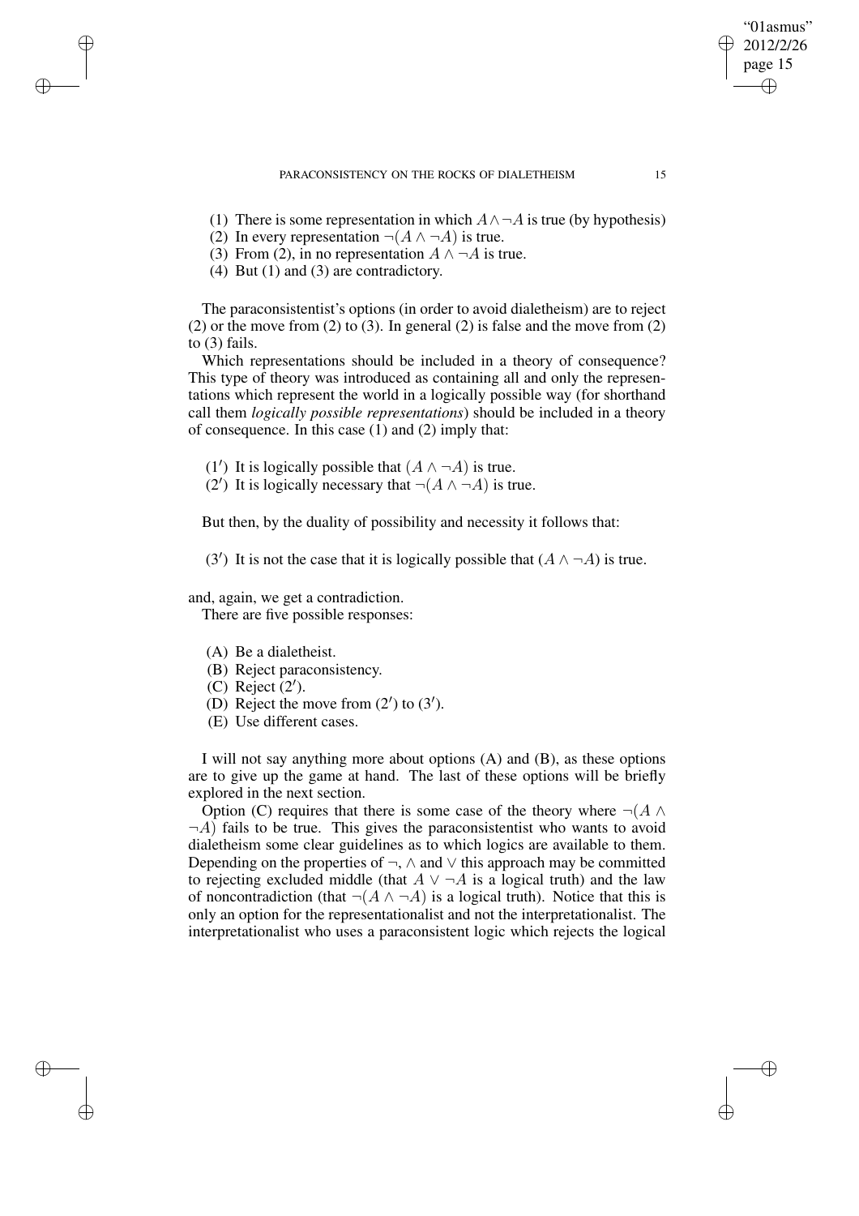(1) There is some representation in which $A \wedge \neg A$ is true (by hypothesis)
(2) In every representation $\neg(A \wedge \neg A)$ is true.
(3) From (2), in no representation $A \wedge \neg A$ is true.
(4) But (1) and (3) are contradictory.

The paraconsistentist's options (in order to avoid dialetheism) are to reject (2) or the move from (2) to (3). In general (2) is false and the move from (2) to (3) fails.

Which representations should be included in a theory of consequence? This type of theory was introduced as containing all and only the representations which represent the world in a logically possible way (for shorthand call them *logically possible representations*) should be included in a theory of consequence. In this case (1) and (2) imply that:

(1′) It is logically possible that $(A \wedge \neg A)$ is true.
(2′) It is logically necessary that $\neg(A \wedge \neg A)$ is true.

But then, by the duality of possibility and necessity it follows that:

(3′) It is not the case that it is logically possible that $(A \wedge \neg A)$ is true.

and, again, we get a contradiction.

There are five possible responses:

(A) Be a dialetheist.
(B) Reject paraconsistency.
(C) Reject (2′).
(D) Reject the move from (2′) to (3′).
(E) Use different cases.

I will not say anything more about options (A) and (B), as these options are to give up the game at hand. The last of these options will be briefly explored in the next section.

Option (C) requires that there is some case of the theory where $\neg(A \wedge \neg A)$ fails to be true. This gives the paraconsistentist who wants to avoid dialetheism some clear guidelines as to which logics are available to them. Depending on the properties of $\neg$, $\wedge$ and $\vee$ this approach may be committed to rejecting excluded middle (that $A \vee \neg A$ is a logical truth) and the law of noncontradiction (that $\neg(A \wedge \neg A)$ is a logical truth). Notice that this is only an option for the representationalist and not the interpretationalist. The interpretationalist who uses a paraconsistent logic which rejects the logical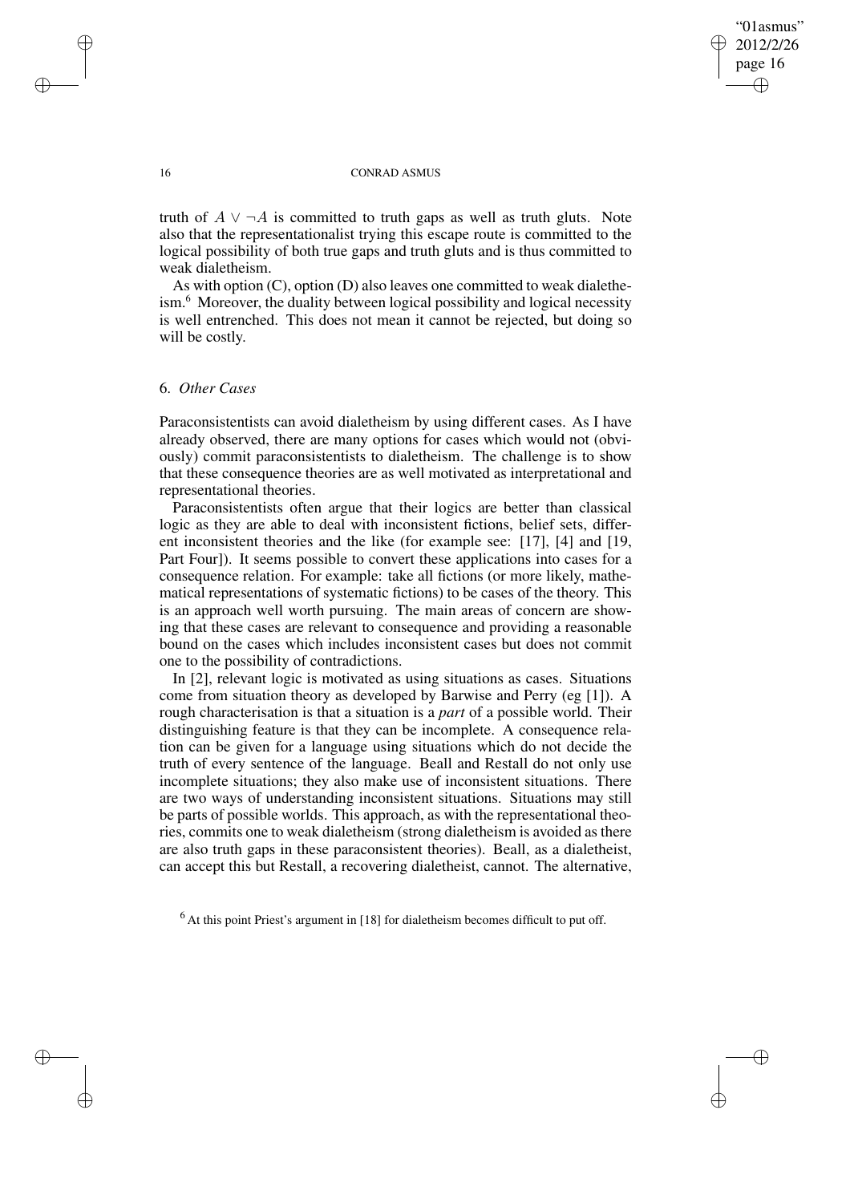truth of $A \vee \neg A$ is committed to truth gaps as well as truth gluts. Note also that the representationalist trying this escape route is committed to the logical possibility of both true gaps and truth gluts and is thus committed to weak dialetheism.

As with option (C), option (D) also leaves one committed to weak dialetheism.[6] Moreover, the duality between logical possibility and logical necessity is well entrenched. This does not mean it cannot be rejected, but doing so will be costly.

## 6. *Other Cases*

Paraconsistentists can avoid dialetheism by using different cases. As I have already observed, there are many options for cases which would not (obviously) commit paraconsistentists to dialetheism. The challenge is to show that these consequence theories are as well motivated as interpretational and representational theories.

Paraconsistentists often argue that their logics are better than classical logic as they are able to deal with inconsistent fictions, belief sets, different inconsistent theories and the like (for example see: [17], [4] and [19, Part Four]). It seems possible to convert these applications into cases for a consequence relation. For example: take all fictions (or more likely, mathematical representations of systematic fictions) to be cases of the theory. This is an approach well worth pursuing. The main areas of concern are showing that these cases are relevant to consequence and providing a reasonable bound on the cases which includes inconsistent cases but does not commit one to the possibility of contradictions.

In [2], relevant logic is motivated as using situations as cases. Situations come from situation theory as developed by Barwise and Perry (eg [1]). A rough characterisation is that a situation is a *part* of a possible world. Their distinguishing feature is that they can be incomplete. A consequence relation can be given for a language using situations which do not decide the truth of every sentence of the language. Beall and Restall do not only use incomplete situations; they also make use of inconsistent situations. There are two ways of understanding inconsistent situations. Situations may still be parts of possible worlds. This approach, as with the representational theories, commits one to weak dialetheism (strong dialetheism is avoided as there are also truth gaps in these paraconsistent theories). Beall, as a dialetheist, can accept this but Restall, a recovering dialetheist, cannot. The alternative,

[6] At this point Priest's argument in [18] for dialetheism becomes difficult to put off.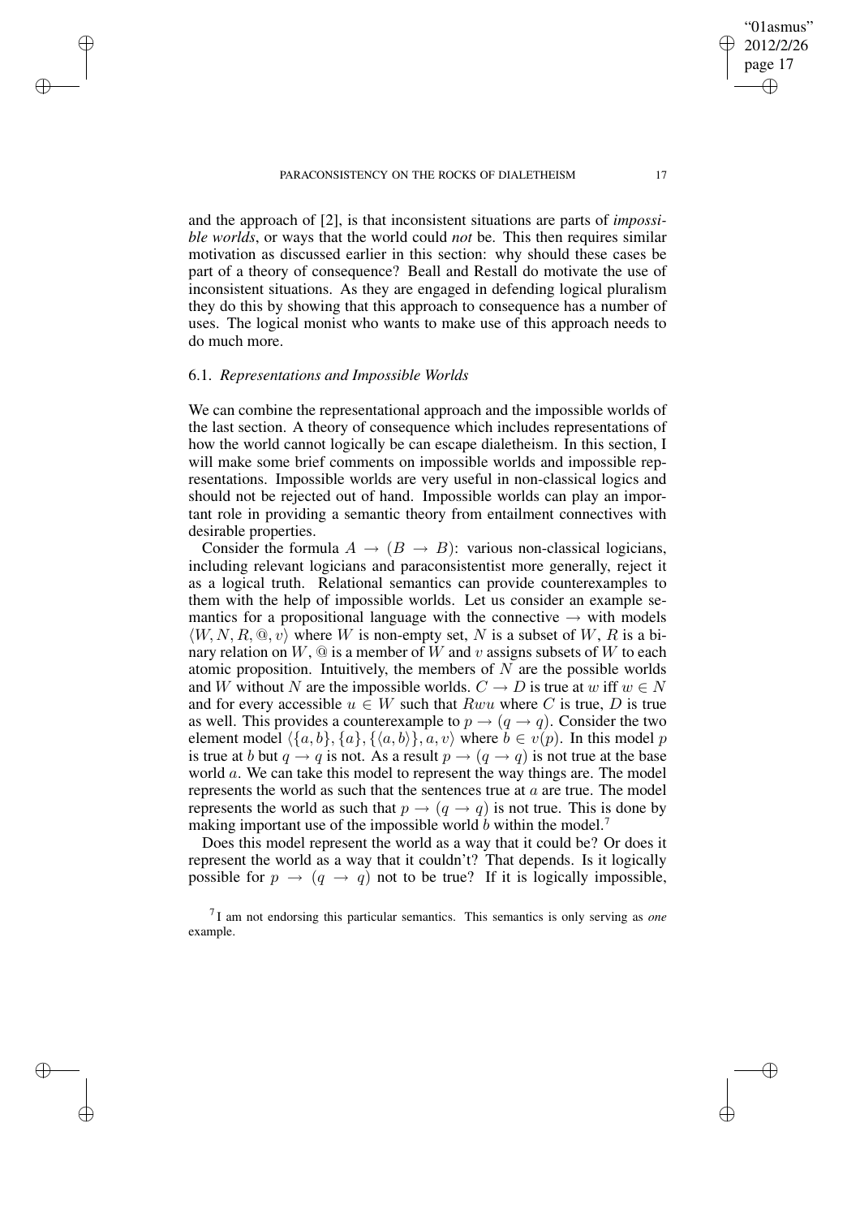and the approach of [2], is that inconsistent situations are parts of *impossible worlds*, or ways that the world could *not* be. This then requires similar motivation as discussed earlier in this section: why should these cases be part of a theory of consequence? Beall and Restall do motivate the use of inconsistent situations. As they are engaged in defending logical pluralism they do this by showing that this approach to consequence has a number of uses. The logical monist who wants to make use of this approach needs to do much more.

### 6.1. *Representations and Impossible Worlds*

We can combine the representational approach and the impossible worlds of the last section. A theory of consequence which includes representations of how the world cannot logically be can escape dialetheism. In this section, I will make some brief comments on impossible worlds and impossible representations. Impossible worlds are very useful in non-classical logics and should not be rejected out of hand. Impossible worlds can play an important role in providing a semantic theory from entailment connectives with desirable properties.

Consider the formula $A \to (B \to B)$: various non-classical logicians, including relevant logicians and paraconsistentist more generally, reject it as a logical truth. Relational semantics can provide counterexamples to them with the help of impossible worlds. Let us consider an example semantics for a propositional language with the connective $\to$ with models $\langle W, N, R, @, v\rangle$ where $W$ is non-empty set, $N$ is a subset of $W$, $R$ is a binary relation on $W$, $@$ is a member of $W$ and $v$ assigns subsets of $W$ to each atomic proposition. Intuitively, the members of $N$ are the possible worlds and $W$ without $N$ are the impossible worlds. $C \to D$ is true at $w$ iff $w \in N$ and for every accessible $u \in W$ such that $Rwu$ where $C$ is true, $D$ is true as well. This provides a counterexample to $p \to (q \to q)$. Consider the two element model $\langle \{a, b\}, \{a\}, \{\langle a, b\rangle\}, a, v\rangle$ where $b \in v(p)$. In this model $p$ is true at $b$ but $q \to q$ is not. As a result $p \to (q \to q)$ is not true at the base world $a$. We can take this model to represent the way things are. The model represents the world as such that the sentences true at $a$ are true. The model represents the world as such that $p \to (q \to q)$ is not true. This is done by making important use of the impossible world $b$ within the model.[7]

Does this model represent the world as a way that it could be? Or does it represent the world as a way that it couldn't? That depends. Is it logically possible for $p \to (q \to q)$ not to be true? If it is logically impossible,

[7] I am not endorsing this particular semantics. This semantics is only serving as *one* example.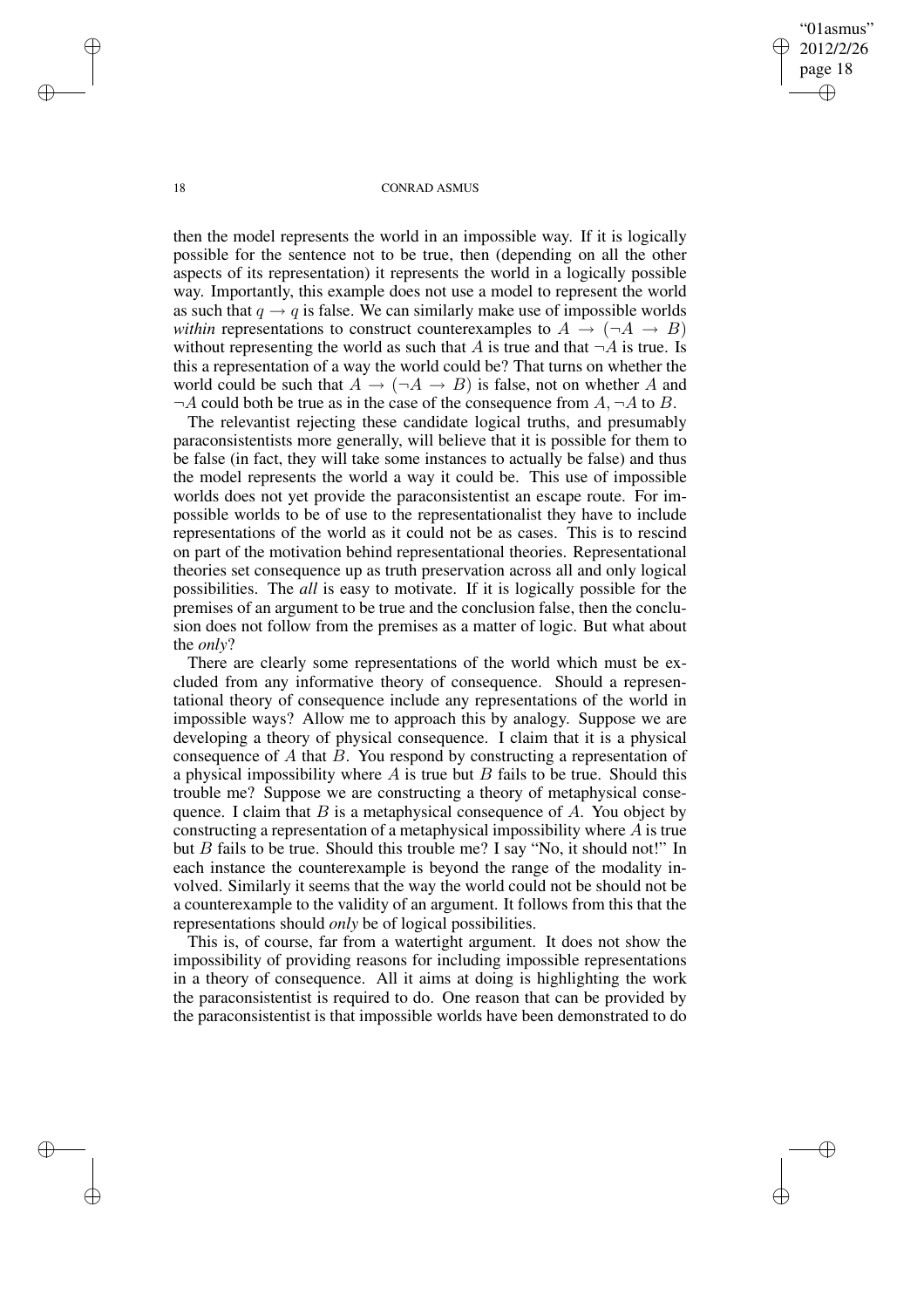then the model represents the world in an impossible way. If it is logically possible for the sentence not to be true, then (depending on all the other aspects of its representation) it represents the world in a logically possible way. Importantly, this example does not use a model to represent the world as such that $q \to q$ is false. We can similarly make use of impossible worlds *within* representations to construct counterexamples to $A \to (\neg A \to B)$ without representing the world as such that $A$ is true and that $\neg A$ is true. Is this a representation of a way the world could be? That turns on whether the world could be such that $A \to (\neg A \to B)$ is false, not on whether $A$ and $\neg A$ could both be true as in the case of the consequence from $A, \neg A$ to $B$.

The relevantist rejecting these candidate logical truths, and presumably paraconsistentists more generally, will believe that it is possible for them to be false (in fact, they will take some instances to actually be false) and thus the model represents the world a way it could be. This use of impossible worlds does not yet provide the paraconsistentist an escape route. For impossible worlds to be of use to the representationalist they have to include representations of the world as it could not be as cases. This is to rescind on part of the motivation behind representational theories. Representational theories set consequence up as truth preservation across all and only logical possibilities. The *all* is easy to motivate. If it is logically possible for the premises of an argument to be true and the conclusion false, then the conclusion does not follow from the premises as a matter of logic. But what about the *only*?

There are clearly some representations of the world which must be excluded from any informative theory of consequence. Should a representational theory of consequence include any representations of the world in impossible ways? Allow me to approach this by analogy. Suppose we are developing a theory of physical consequence. I claim that it is a physical consequence of $A$ that $B$. You respond by constructing a representation of a physical impossibility where $A$ is true but $B$ fails to be true. Should this trouble me? Suppose we are constructing a theory of metaphysical consequence. I claim that $B$ is a metaphysical consequence of $A$. You object by constructing a representation of a metaphysical impossibility where $A$ is true but $B$ fails to be true. Should this trouble me? I say "No, it should not!" In each instance the counterexample is beyond the range of the modality involved. Similarly it seems that the way the world could not be should not be a counterexample to the validity of an argument. It follows from this that the representations should *only* be of logical possibilities.

This is, of course, far from a watertight argument. It does not show the impossibility of providing reasons for including impossible representations in a theory of consequence. All it aims at doing is highlighting the work the paraconsistentist is required to do. One reason that can be provided by the paraconsistentist is that impossible worlds have been demonstrated to do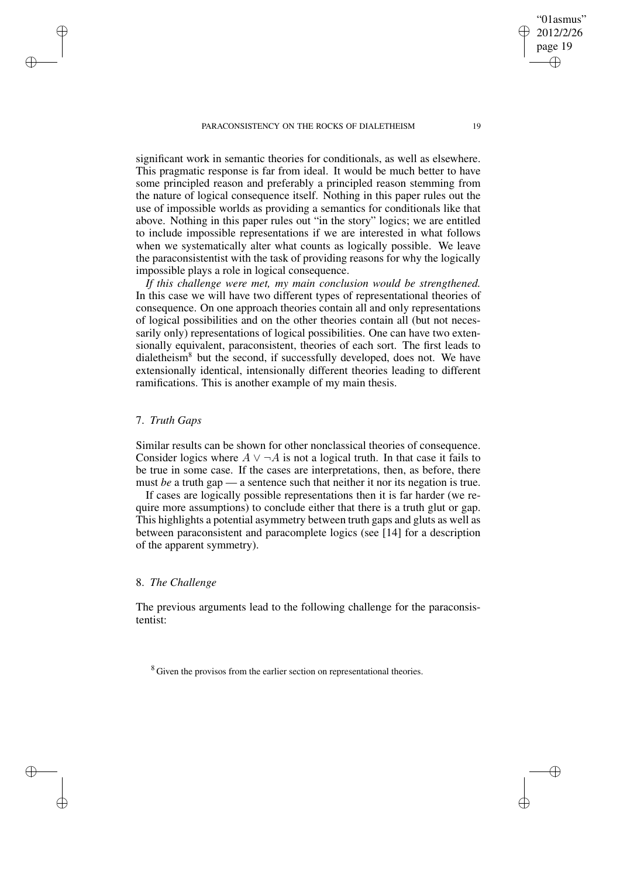significant work in semantic theories for conditionals, as well as elsewhere. This pragmatic response is far from ideal. It would be much better to have some principled reason and preferably a principled reason stemming from the nature of logical consequence itself. Nothing in this paper rules out the use of impossible worlds as providing a semantics for conditionals like that above. Nothing in this paper rules out "in the story" logics; we are entitled to include impossible representations if we are interested in what follows when we systematically alter what counts as logically possible. We leave the paraconsistentist with the task of providing reasons for why the logically impossible plays a role in logical consequence.

*If this challenge were met, my main conclusion would be strengthened.* In this case we will have two different types of representational theories of consequence. On one approach theories contain all and only representations of logical possibilities and on the other theories contain all (but not necessarily only) representations of logical possibilities. One can have two extensionally equivalent, paraconsistent, theories of each sort. The first leads to dialetheism[8] but the second, if successfully developed, does not. We have extensionally identical, intensionally different theories leading to different ramifications. This is another example of my main thesis.

## 7. *Truth Gaps*

Similar results can be shown for other nonclassical theories of consequence. Consider logics where $A \vee \neg A$ is not a logical truth. In that case it fails to be true in some case. If the cases are interpretations, then, as before, there must *be* a truth gap — a sentence such that neither it nor its negation is true.

If cases are logically possible representations then it is far harder (we require more assumptions) to conclude either that there is a truth glut or gap. This highlights a potential asymmetry between truth gaps and gluts as well as between paraconsistent and paracomplete logics (see [14] for a description of the apparent symmetry).

## 8. *The Challenge*

The previous arguments lead to the following challenge for the paraconsistentist:

[8] Given the provisos from the earlier section on representational theories.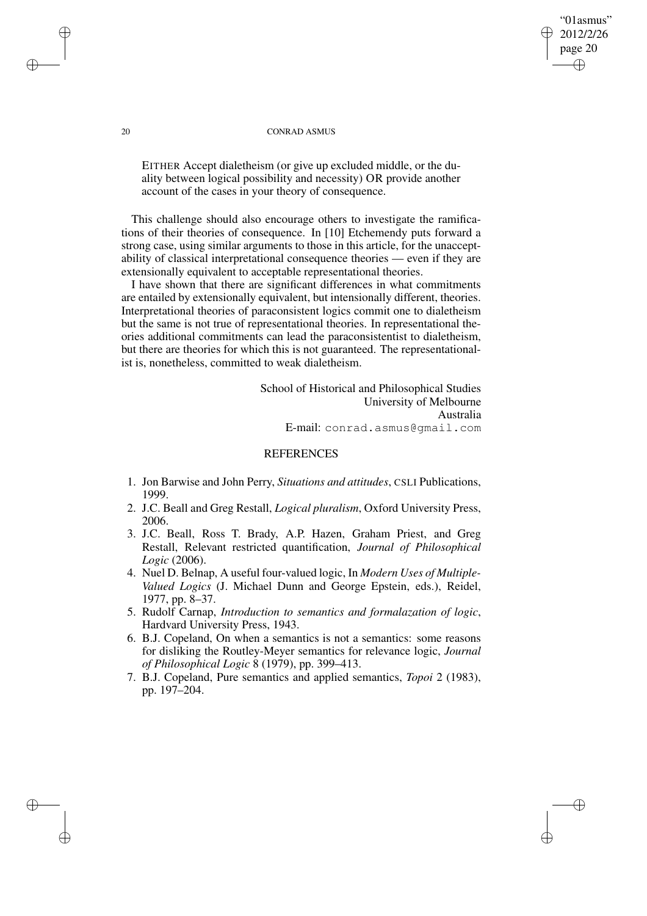EITHER Accept dialetheism (or give up excluded middle, or the duality between logical possibility and necessity) OR provide another account of the cases in your theory of consequence.

This challenge should also encourage others to investigate the ramifications of their theories of consequence. In [10] Etchemendy puts forward a strong case, using similar arguments to those in this article, for the unacceptability of classical interpretational consequence theories — even if they are extensionally equivalent to acceptable representational theories.

I have shown that there are significant differences in what commitments are entailed by extensionally equivalent, but intensionally different, theories. Interpretational theories of paraconsistent logics commit one to dialetheism but the same is not true of representational theories. In representational theories additional commitments can lead the paraconsistentist to dialetheism, but there are theories for which this is not guaranteed. The representationalist is, nonetheless, committed to weak dialetheism.

School of Historical and Philosophical Studies
University of Melbourne
Australia
E-mail: `conrad.asmus@gmail.com`

## REFERENCES

1. Jon Barwise and John Perry, *Situations and attitudes*, CSLI Publications, 1999.
2. J.C. Beall and Greg Restall, *Logical pluralism*, Oxford University Press, 2006.
3. J.C. Beall, Ross T. Brady, A.P. Hazen, Graham Priest, and Greg Restall, Relevant restricted quantification, *Journal of Philosophical Logic* (2006).
4. Nuel D. Belnap, A useful four-valued logic, In *Modern Uses of Multiple-Valued Logics* (J. Michael Dunn and George Epstein, eds.), Reidel, 1977, pp. 8–37.
5. Rudolf Carnap, *Introduction to semantics and formalazation of logic*, Hardvard University Press, 1943.
6. B.J. Copeland, On when a semantics is not a semantics: some reasons for disliking the Routley-Meyer semantics for relevance logic, *Journal of Philosophical Logic* 8 (1979), pp. 399–413.
7. B.J. Copeland, Pure semantics and applied semantics, *Topoi* 2 (1983), pp. 197–204.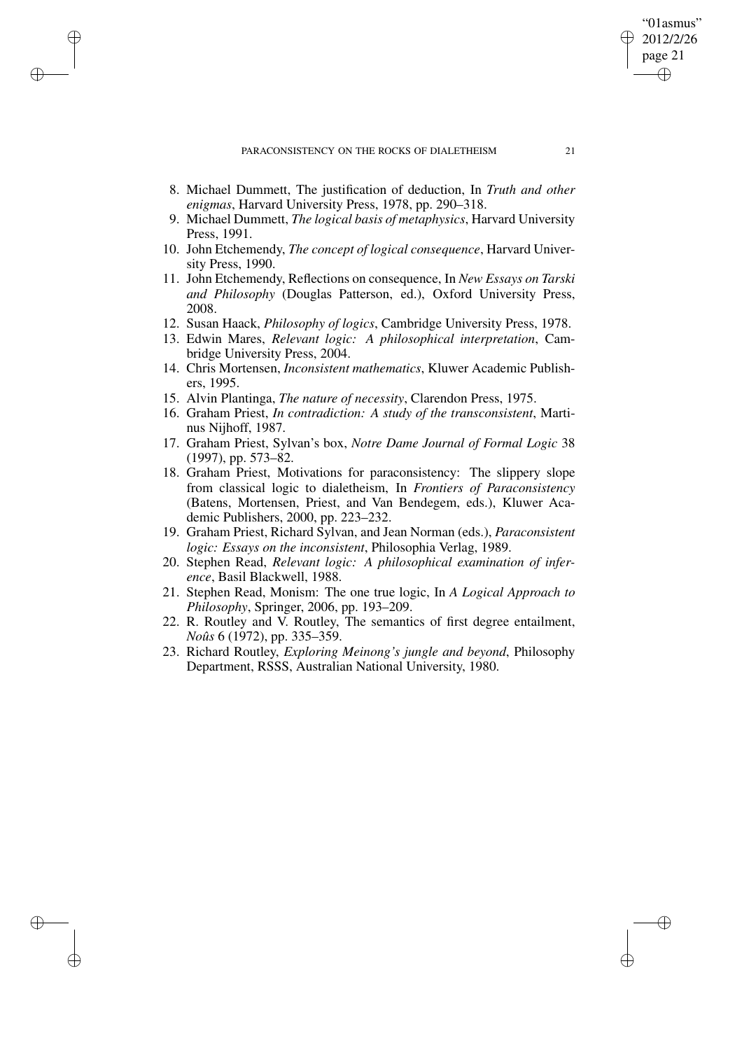8. Michael Dummett, The justification of deduction, In *Truth and other enigmas*, Harvard University Press, 1978, pp. 290–318.
9. Michael Dummett, *The logical basis of metaphysics*, Harvard University Press, 1991.
10. John Etchemendy, *The concept of logical consequence*, Harvard University Press, 1990.
11. John Etchemendy, Reflections on consequence, In *New Essays on Tarski and Philosophy* (Douglas Patterson, ed.), Oxford University Press, 2008.
12. Susan Haack, *Philosophy of logics*, Cambridge University Press, 1978.
13. Edwin Mares, *Relevant logic: A philosophical interpretation*, Cambridge University Press, 2004.
14. Chris Mortensen, *Inconsistent mathematics*, Kluwer Academic Publishers, 1995.
15. Alvin Plantinga, *The nature of necessity*, Clarendon Press, 1975.
16. Graham Priest, *In contradiction: A study of the transconsistent*, Martinus Nijhoff, 1987.
17. Graham Priest, Sylvan's box, *Notre Dame Journal of Formal Logic* 38 (1997), pp. 573–82.
18. Graham Priest, Motivations for paraconsistency: The slippery slope from classical logic to dialetheism, In *Frontiers of Paraconsistency* (Batens, Mortensen, Priest, and Van Bendegem, eds.), Kluwer Academic Publishers, 2000, pp. 223–232.
19. Graham Priest, Richard Sylvan, and Jean Norman (eds.), *Paraconsistent logic: Essays on the inconsistent*, Philosophia Verlag, 1989.
20. Stephen Read, *Relevant logic: A philosophical examination of inference*, Basil Blackwell, 1988.
21. Stephen Read, Monism: The one true logic, In *A Logical Approach to Philosophy*, Springer, 2006, pp. 193–209.
22. R. Routley and V. Routley, The semantics of first degree entailment, *Noûs* 6 (1972), pp. 335–359.
23. Richard Routley, *Exploring Meinong's jungle and beyond*, Philosophy Department, RSSS, Australian National University, 1980.